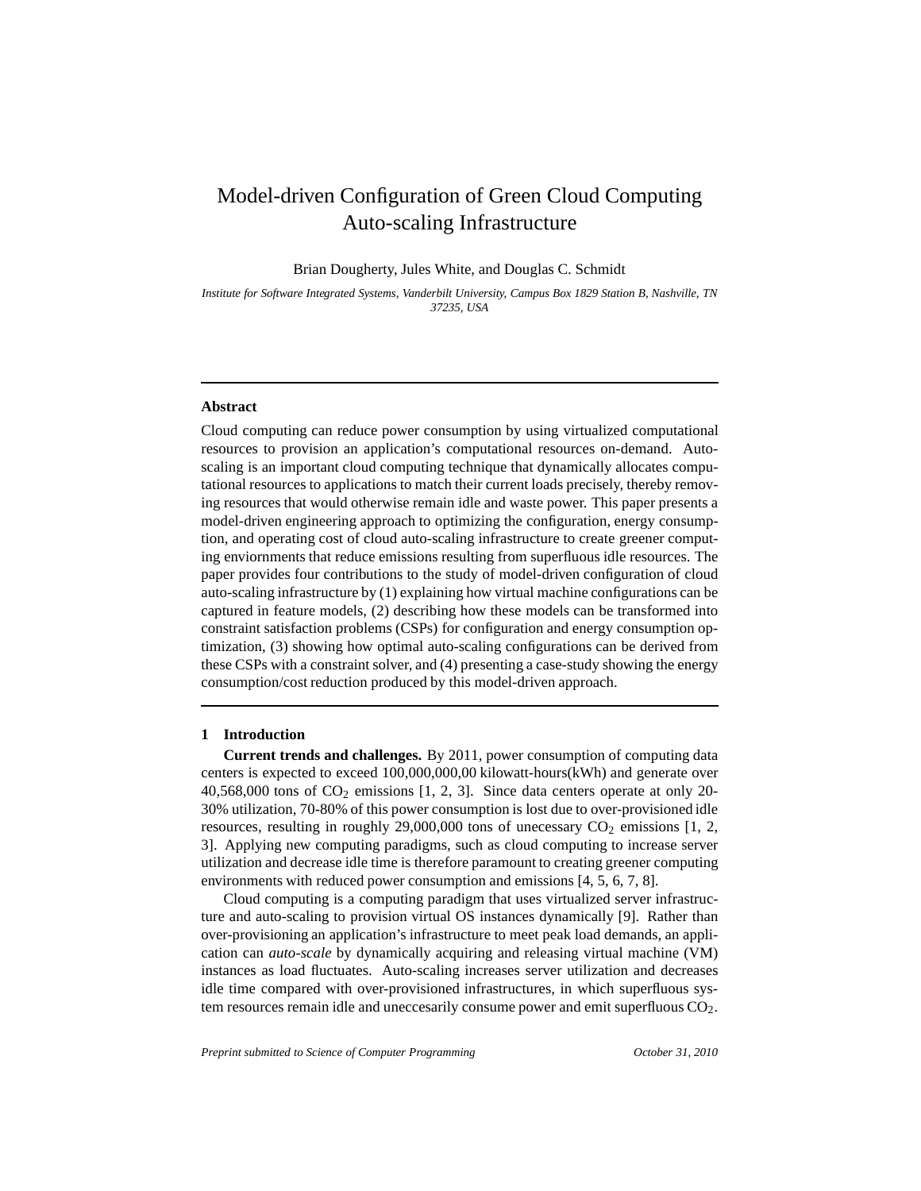# Model-driven Configuration of Green Cloud Computing Auto-scaling Infrastructure

Brian Dougherty, Jules White, and Douglas C. Schmidt

*Institute for Software Integrated Systems, Vanderbilt University, Campus Box 1829 Station B, Nashville, TN 37235, USA*

---

## Abstract

Cloud computing can reduce power consumption by using virtualized computational resources to provision an application's computational resources on-demand. Auto-scaling is an important cloud computing technique that dynamically allocates computational resources to applications to match their current loads precisely, thereby removing resources that would otherwise remain idle and waste power. This paper presents a model-driven engineering approach to optimizing the configuration, energy consumption, and operating cost of cloud auto-scaling infrastructure to create greener computing enviornments that reduce emissions resulting from superfluous idle resources. The paper provides four contributions to the study of model-driven configuration of cloud auto-scaling infrastructure by (1) explaining how virtual machine configurations can be captured in feature models, (2) describing how these models can be transformed into constraint satisfaction problems (CSPs) for configuration and energy consumption optimization, (3) showing how optimal auto-scaling configurations can be derived from these CSPs with a constraint solver, and (4) presenting a case-study showing the energy consumption/cost reduction produced by this model-driven approach.

---

## 1 Introduction

**Current trends and challenges.** By 2011, power consumption of computing data centers is expected to exceed 100,000,000,00 kilowatt-hours(kWh) and generate over 40,568,000 tons of $CO_2$ emissions [1, 2, 3]. Since data centers operate at only 20-30% utilization, 70-80% of this power consumption is lost due to over-provisioned idle resources, resulting in roughly 29,000,000 tons of unecessary $CO_2$ emissions [1, 2, 3]. Applying new computing paradigms, such as cloud computing to increase server utilization and decrease idle time is therefore paramount to creating greener computing environments with reduced power consumption and emissions [4, 5, 6, 7, 8].

Cloud computing is a computing paradigm that uses virtualized server infrastructure and auto-scaling to provision virtual OS instances dynamically [9]. Rather than over-provisioning an application's infrastructure to meet peak load demands, an application can *auto-scale* by dynamically acquiring and releasing virtual machine (VM) instances as load fluctuates. Auto-scaling increases server utilization and decreases idle time compared with over-provisioned infrastructures, in which superfluous system resources remain idle and uneccesarily consume power and emit superfluous $CO_2$.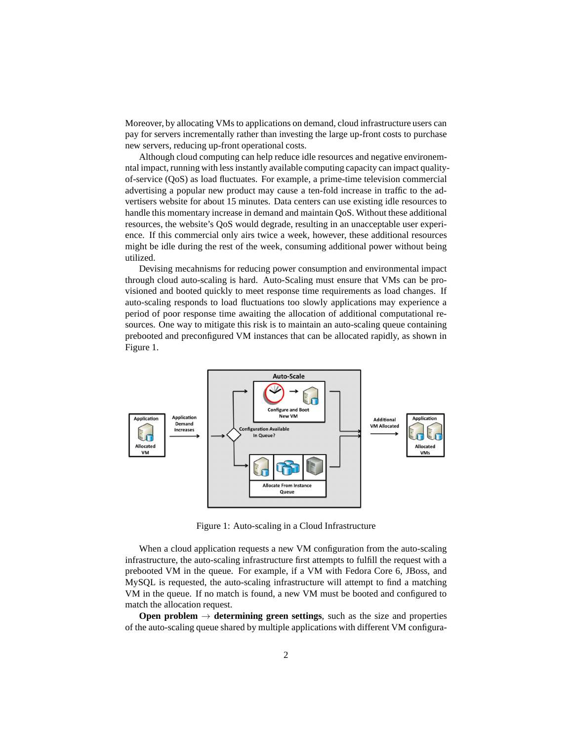Moreover, by allocating VMs to applications on demand, cloud infrastructure users can pay for servers incrementally rather than investing the large up-front costs to purchase new servers, reducing up-front operational costs.

Although cloud computing can help reduce idle resources and negative environemntal impact, running with less instantly available computing capacity can impact quality-of-service (QoS) as load fluctuates. For example, a prime-time television commercial advertising a popular new product may cause a ten-fold increase in traffic to the advertisers website for about 15 minutes. Data centers can use existing idle resources to handle this momentary increase in demand and maintain QoS. Without these additional resources, the website's QoS would degrade, resulting in an unacceptable user experience. If this commercial only airs twice a week, however, these additional resources might be idle during the rest of the week, consuming additional power without being utilized.

Devising mecahnisms for reducing power consumption and environmental impact through cloud auto-scaling is hard. Auto-Scaling must ensure that VMs can be provisioned and booted quickly to meet response time requirements as load changes. If auto-scaling responds to load fluctuations too slowly applications may experience a period of poor response time awaiting the allocation of additional computational resources. One way to mitigate this risk is to maintain an auto-scaling queue containing prebooted and preconfigured VM instances that can be allocated rapidly, as shown in Figure 1.

Figure 1: Auto-scaling in a Cloud Infrastructure

When a cloud application requests a new VM configuration from the auto-scaling infrastructure, the auto-scaling infrastructure first attempts to fulfill the request with a prebooted VM in the queue. For example, if a VM with Fedora Core 6, JBoss, and MySQL is requested, the auto-scaling infrastructure will attempt to find a matching VM in the queue. If no match is found, a new VM must be booted and configured to match the allocation request.

**Open problem** $\rightarrow$ **determining green settings**, such as the size and properties of the auto-scaling queue shared by multiple applications with different VM configura-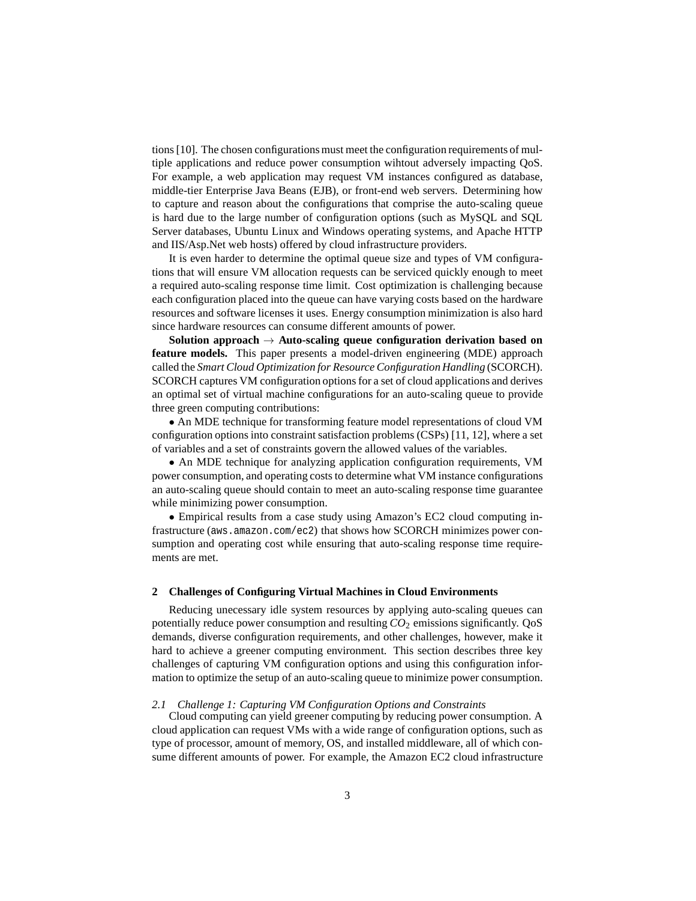tions [10]. The chosen configurations must meet the configuration requirements of multiple applications and reduce power consumption wihtout adversely impacting QoS. For example, a web application may request VM instances configured as database, middle-tier Enterprise Java Beans (EJB), or front-end web servers. Determining how to capture and reason about the configurations that comprise the auto-scaling queue is hard due to the large number of configuration options (such as MySQL and SQL Server databases, Ubuntu Linux and Windows operating systems, and Apache HTTP and IIS/Asp.Net web hosts) offered by cloud infrastructure providers.

It is even harder to determine the optimal queue size and types of VM configurations that will ensure VM allocation requests can be serviced quickly enough to meet a required auto-scaling response time limit. Cost optimization is challenging because each configuration placed into the queue can have varying costs based on the hardware resources and software licenses it uses. Energy consumption minimization is also hard since hardware resources can consume different amounts of power.

**Solution approach → Auto-scaling queue configuration derivation based on feature models.** This paper presents a model-driven engineering (MDE) approach called the *Smart Cloud Optimization for Resource Configuration Handling* (SCORCH). SCORCH captures VM configuration options for a set of cloud applications and derives an optimal set of virtual machine configurations for an auto-scaling queue to provide three green computing contributions:

- An MDE technique for transforming feature model representations of cloud VM configuration options into constraint satisfaction problems (CSPs) [11, 12], where a set of variables and a set of constraints govern the allowed values of the variables.
- An MDE technique for analyzing application configuration requirements, VM power consumption, and operating costs to determine what VM instance configurations an auto-scaling queue should contain to meet an auto-scaling response time guarantee while minimizing power consumption.
- Empirical results from a case study using Amazon's EC2 cloud computing infrastructure (`aws.amazon.com/ec2`) that shows how SCORCH minimizes power consumption and operating cost while ensuring that auto-scaling response time requirements are met.

## 2 Challenges of Configuring Virtual Machines in Cloud Environments

Reducing unecessary idle system resources by applying auto-scaling queues can potentially reduce power consumption and resulting $CO_2$ emissions significantly. QoS demands, diverse configuration requirements, and other challenges, however, make it hard to achieve a greener computing environment. This section describes three key challenges of capturing VM configuration options and using this configuration information to optimize the setup of an auto-scaling queue to minimize power consumption.

### *2.1 Challenge 1: Capturing VM Configuration Options and Constraints*

Cloud computing can yield greener computing by reducing power consumption. A cloud application can request VMs with a wide range of configuration options, such as type of processor, amount of memory, OS, and installed middleware, all of which consume different amounts of power. For example, the Amazon EC2 cloud infrastructure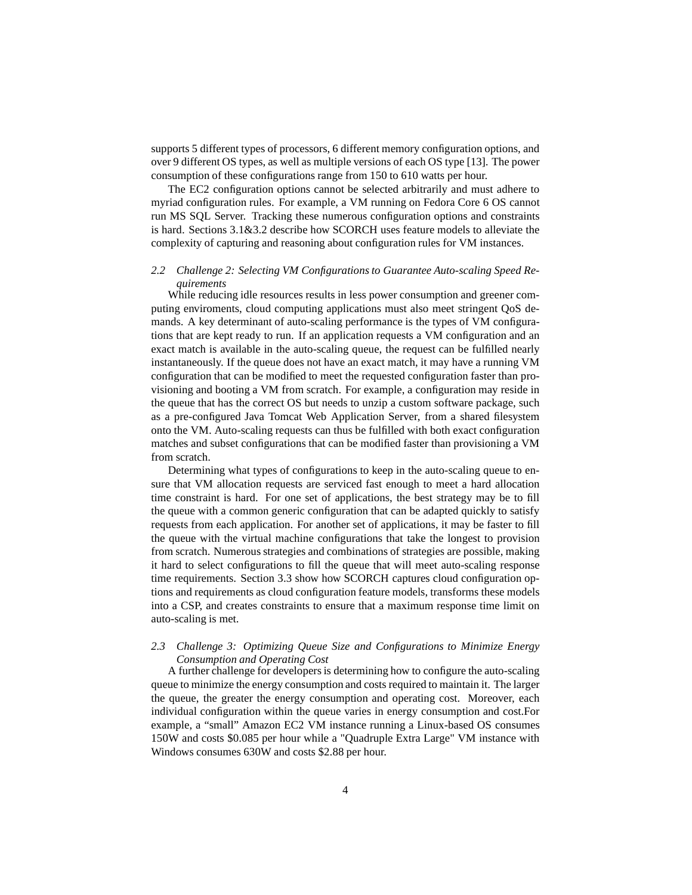supports 5 different types of processors, 6 different memory configuration options, and over 9 different OS types, as well as multiple versions of each OS type [13]. The power consumption of these configurations range from 150 to 610 watts per hour.

The EC2 configuration options cannot be selected arbitrarily and must adhere to myriad configuration rules. For example, a VM running on Fedora Core 6 OS cannot run MS SQL Server. Tracking these numerous configuration options and constraints is hard. Sections 3.1&3.2 describe how SCORCH uses feature models to alleviate the complexity of capturing and reasoning about configuration rules for VM instances.

### *2.2 Challenge 2: Selecting VM Configurations to Guarantee Auto-scaling Speed Requirements*

While reducing idle resources results in less power consumption and greener computing enviroments, cloud computing applications must also meet stringent QoS demands. A key determinant of auto-scaling performance is the types of VM configurations that are kept ready to run. If an application requests a VM configuration and an exact match is available in the auto-scaling queue, the request can be fulfilled nearly instantaneously. If the queue does not have an exact match, it may have a running VM configuration that can be modified to meet the requested configuration faster than provisioning and booting a VM from scratch. For example, a configuration may reside in the queue that has the correct OS but needs to unzip a custom software package, such as a pre-configured Java Tomcat Web Application Server, from a shared filesystem onto the VM. Auto-scaling requests can thus be fulfilled with both exact configuration matches and subset configurations that can be modified faster than provisioning a VM from scratch.

Determining what types of configurations to keep in the auto-scaling queue to ensure that VM allocation requests are serviced fast enough to meet a hard allocation time constraint is hard. For one set of applications, the best strategy may be to fill the queue with a common generic configuration that can be adapted quickly to satisfy requests from each application. For another set of applications, it may be faster to fill the queue with the virtual machine configurations that take the longest to provision from scratch. Numerous strategies and combinations of strategies are possible, making it hard to select configurations to fill the queue that will meet auto-scaling response time requirements. Section 3.3 show how SCORCH captures cloud configuration options and requirements as cloud configuration feature models, transforms these models into a CSP, and creates constraints to ensure that a maximum response time limit on auto-scaling is met.

### *2.3 Challenge 3: Optimizing Queue Size and Configurations to Minimize Energy Consumption and Operating Cost*

A further challenge for developers is determining how to configure the auto-scaling queue to minimize the energy consumption and costs required to maintain it. The larger the queue, the greater the energy consumption and operating cost. Moreover, each individual configuration within the queue varies in energy consumption and cost.For example, a "small" Amazon EC2 VM instance running a Linux-based OS consumes 150W and costs $0.085 per hour while a "Quadruple Extra Large" VM instance with Windows consumes 630W and costs $2.88 per hour.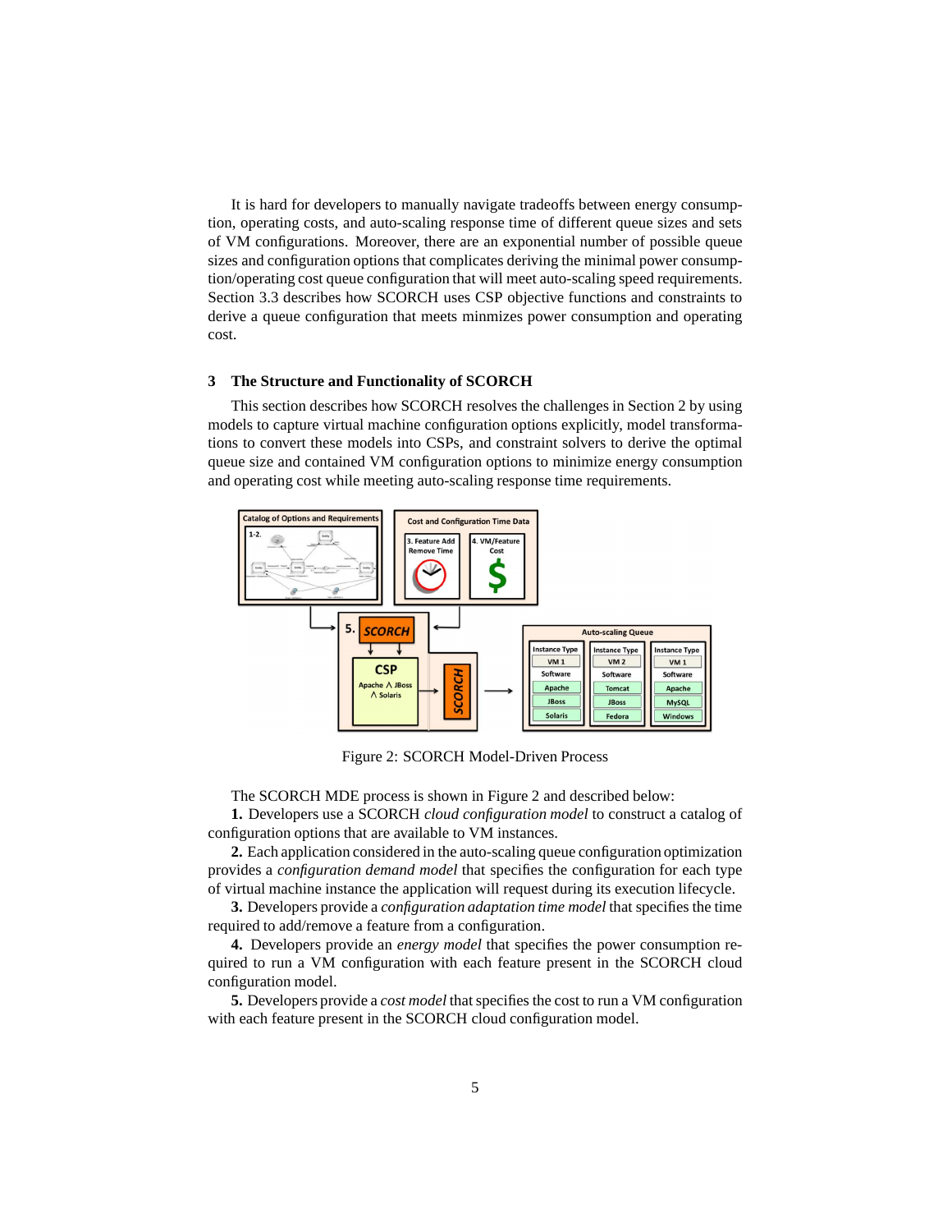It is hard for developers to manually navigate tradeoffs between energy consumption, operating costs, and auto-scaling response time of different queue sizes and sets of VM configurations. Moreover, there are an exponential number of possible queue sizes and configuration options that complicates deriving the minimal power consumption/operating cost queue configuration that will meet auto-scaling speed requirements. Section 3.3 describes how SCORCH uses CSP objective functions and constraints to derive a queue configuration that meets minmizes power consumption and operating cost.

## 3 The Structure and Functionality of SCORCH

This section describes how SCORCH resolves the challenges in Section 2 by using models to capture virtual machine configuration options explicitly, model transformations to convert these models into CSPs, and constraint solvers to derive the optimal queue size and contained VM configuration options to minimize energy consumption and operating cost while meeting auto-scaling response time requirements.

Figure 2: SCORCH Model-Driven Process

The SCORCH MDE process is shown in Figure 2 and described below:

**1.** Developers use a SCORCH *cloud configuration model* to construct a catalog of configuration options that are available to VM instances.

**2.** Each application considered in the auto-scaling queue configuration optimization provides a *configuration demand model* that specifies the configuration for each type of virtual machine instance the application will request during its execution lifecycle.

**3.** Developers provide a *configuration adaptation time model* that specifies the time required to add/remove a feature from a configuration.

**4.** Developers provide an *energy model* that specifies the power consumption required to run a VM configuration with each feature present in the SCORCH cloud configuration model.

**5.** Developers provide a *cost model* that specifies the cost to run a VM configuration with each feature present in the SCORCH cloud configuration model.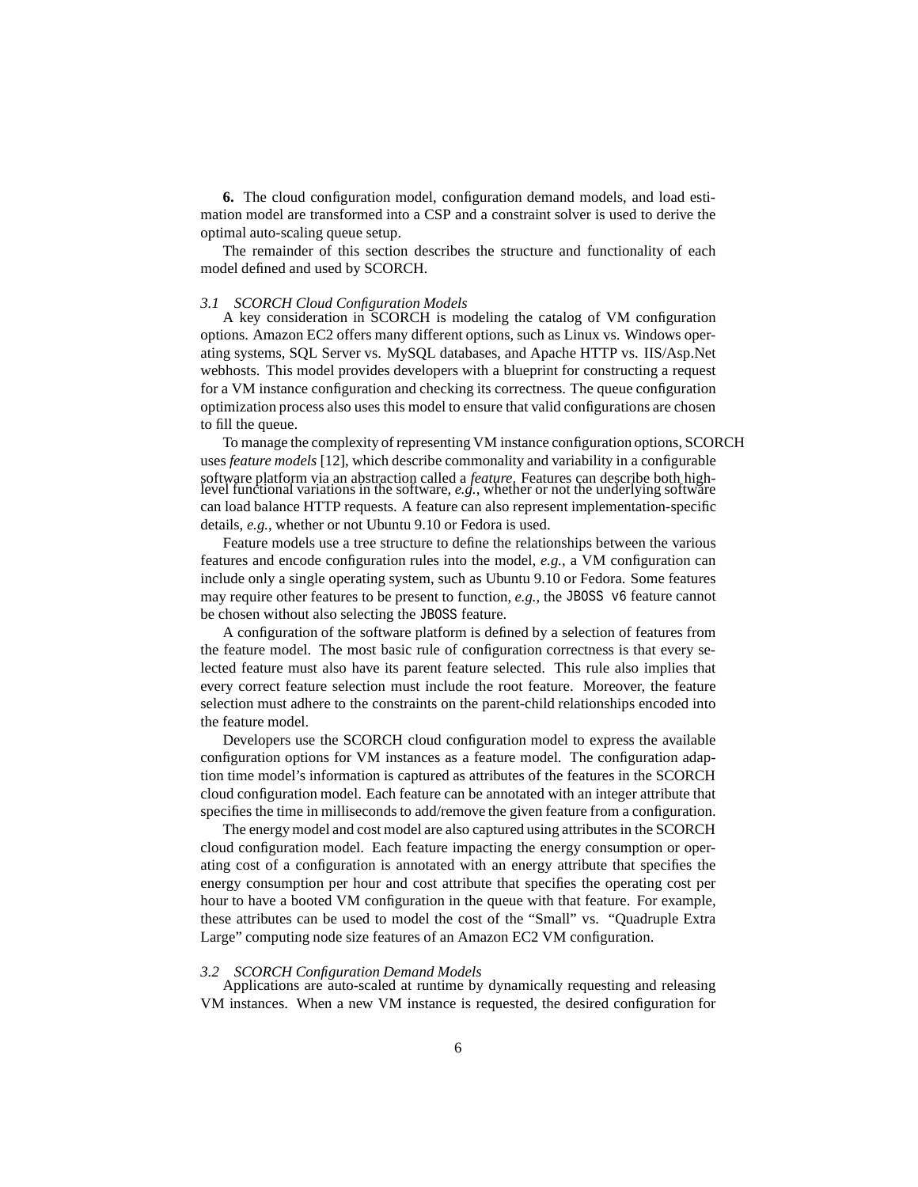**6.** The cloud configuration model, configuration demand models, and load estimation model are transformed into a CSP and a constraint solver is used to derive the optimal auto-scaling queue setup.

The remainder of this section describes the structure and functionality of each model defined and used by SCORCH.

### *3.1 SCORCH Cloud Configuration Models*

A key consideration in SCORCH is modeling the catalog of VM configuration options. Amazon EC2 offers many different options, such as Linux vs. Windows operating systems, SQL Server vs. MySQL databases, and Apache HTTP vs. IIS/Asp.Net webhosts. This model provides developers with a blueprint for constructing a request for a VM instance configuration and checking its correctness. The queue configuration optimization process also uses this model to ensure that valid configurations are chosen to fill the queue.

To manage the complexity of representing VM instance configuration options, SCORCH uses *feature models* [12], which describe commonality and variability in a configurable software platform via an abstraction called a *feature*. Features can describe both high-level functional variations in the software, *e.g.*, whether or not the underlying software can load balance HTTP requests. A feature can also represent implementation-specific details, *e.g.*, whether or not Ubuntu 9.10 or Fedora is used.

Feature models use a tree structure to define the relationships between the various features and encode configuration rules into the model, *e.g.*, a VM configuration can include only a single operating system, such as Ubuntu 9.10 or Fedora. Some features may require other features to be present to function, *e.g.*, the `JBOSS v6` feature cannot be chosen without also selecting the `JBOSS` feature.

A configuration of the software platform is defined by a selection of features from the feature model. The most basic rule of configuration correctness is that every selected feature must also have its parent feature selected. This rule also implies that every correct feature selection must include the root feature. Moreover, the feature selection must adhere to the constraints on the parent-child relationships encoded into the feature model.

Developers use the SCORCH cloud configuration model to express the available configuration options for VM instances as a feature model. The configuration adaptation time model's information is captured as attributes of the features in the SCORCH cloud configuration model. Each feature can be annotated with an integer attribute that specifies the time in milliseconds to add/remove the given feature from a configuration.

The energy model and cost model are also captured using attributes in the SCORCH cloud configuration model. Each feature impacting the energy consumption or operating cost of a configuration is annotated with an energy attribute that specifies the energy consumption per hour and cost attribute that specifies the operating cost per hour to have a booted VM configuration in the queue with that feature. For example, these attributes can be used to model the cost of the "Small" vs. "Quadruple Extra Large" computing node size features of an Amazon EC2 VM configuration.

### *3.2 SCORCH Configuration Demand Models*

Applications are auto-scaled at runtime by dynamically requesting and releasing VM instances. When a new VM instance is requested, the desired configuration for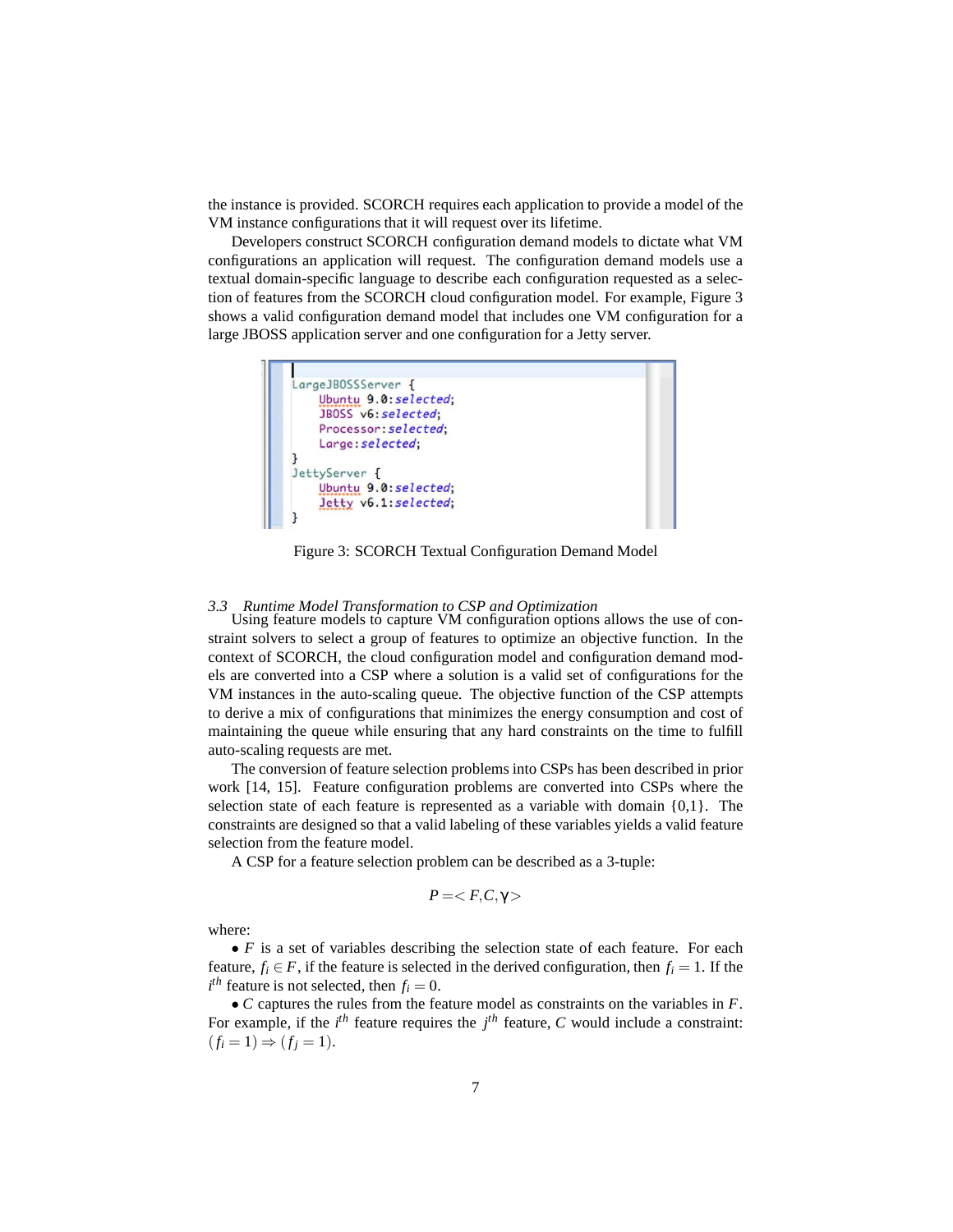the instance is provided. SCORCH requires each application to provide a model of the VM instance configurations that it will request over its lifetime.

Developers construct SCORCH configuration demand models to dictate what VM configurations an application will request. The configuration demand models use a textual domain-specific language to describe each configuration requested as a selection of features from the SCORCH cloud configuration model. For example, Figure 3 shows a valid configuration demand model that includes one VM configuration for a large JBOSS application server and one configuration for a Jetty server.

```
LargeJBOSSServer {
    Ubuntu 9.0:selected;
    JBOSS v6:selected;
    Processor:selected;
    Large:selected;
}
JettyServer {
    Ubuntu 9.0:selected;
    Jetty v6.1:selected;
}
```

Figure 3: SCORCH Textual Configuration Demand Model

### 3.3 Runtime Model Transformation to CSP and Optimization

Using feature models to capture VM configuration options allows the use of constraint solvers to select a group of features to optimize an objective function. In the context of SCORCH, the cloud configuration model and configuration demand models are converted into a CSP where a solution is a valid set of configurations for the VM instances in the auto-scaling queue. The objective function of the CSP attempts to derive a mix of configurations that minimizes the energy consumption and cost of maintaining the queue while ensuring that any hard constraints on the time to fulfill auto-scaling requests are met.

The conversion of feature selection problems into CSPs has been described in prior work [14, 15]. Feature configuration problems are converted into CSPs where the selection state of each feature is represented as a variable with domain {0,1}. The constraints are designed so that a valid labeling of these variables yields a valid feature selection from the feature model.

A CSP for a feature selection problem can be described as a 3-tuple:

$$P = < F, C, \gamma >$$

where:

• $F$ is a set of variables describing the selection state of each feature. For each feature, $f_i \in F$, if the feature is selected in the derived configuration, then $f_i = 1$. If the $i^{th}$ feature is not selected, then $f_i = 0$.

• $C$ captures the rules from the feature model as constraints on the variables in $F$. For example, if the $i^{th}$ feature requires the $j^{th}$ feature, $C$ would include a constraint: $(f_i = 1) \Rightarrow (f_j = 1)$.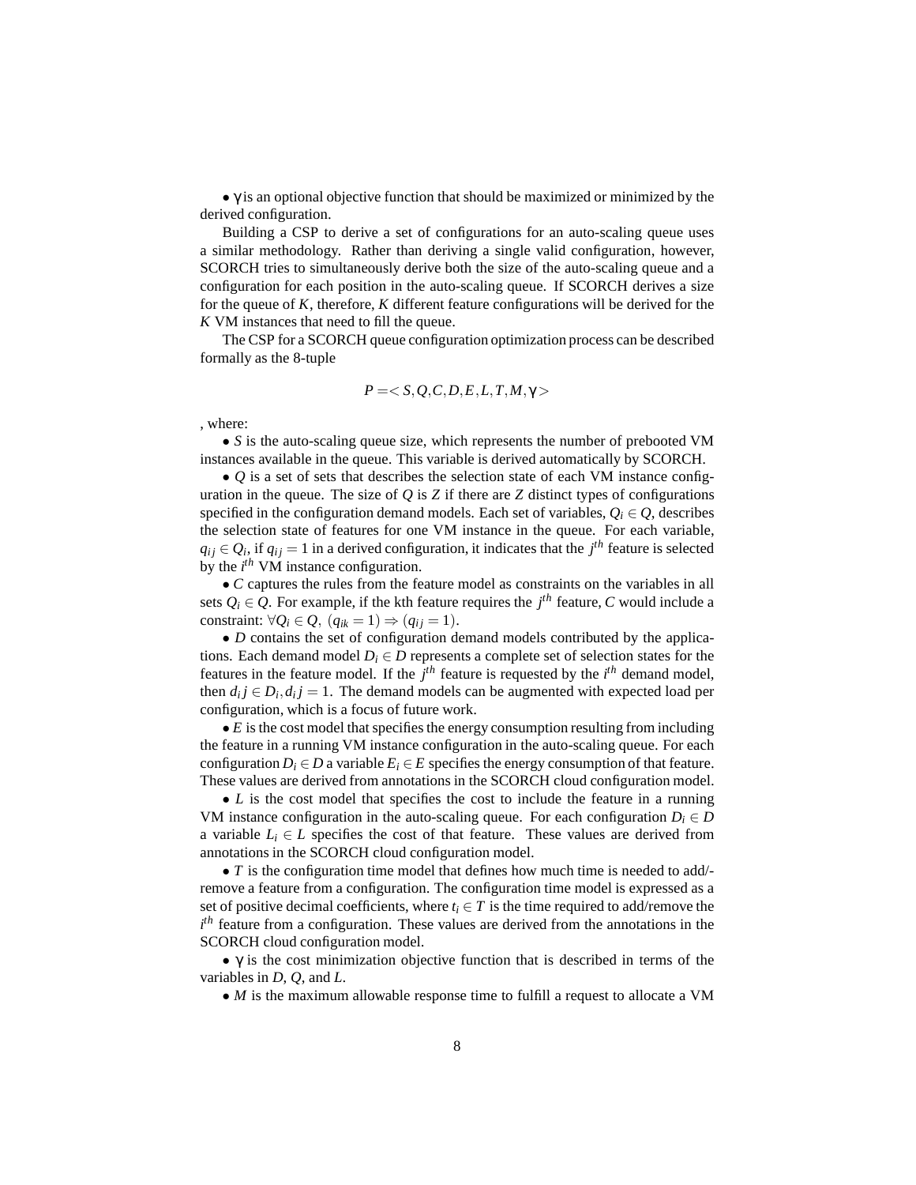• $\gamma$ is an optional objective function that should be maximized or minimized by the derived configuration.

Building a CSP to derive a set of configurations for an auto-scaling queue uses a similar methodology. Rather than deriving a single valid configuration, however, SCORCH tries to simultaneously derive both the size of the auto-scaling queue and a configuration for each position in the auto-scaling queue. If SCORCH derives a size for the queue of $K$, therefore, $K$ different feature configurations will be derived for the $K$ VM instances that need to fill the queue.

The CSP for a SCORCH queue configuration optimization process can be described formally as the 8-tuple

$$P = < S, Q, C, D, E, L, T, M, \gamma >$$

, where:

• $S$ is the auto-scaling queue size, which represents the number of prebooted VM instances available in the queue. This variable is derived automatically by SCORCH.

• $Q$ is a set of sets that describes the selection state of each VM instance configuration in the queue. The size of $Q$ is $Z$ if there are $Z$ distinct types of configurations specified in the configuration demand models. Each set of variables, $Q_i \in Q$, describes the selection state of features for one VM instance in the queue. For each variable, $q_{ij} \in Q_i$, if $q_{ij} = 1$ in a derived configuration, it indicates that the $j^{th}$ feature is selected by the $i^{th}$ VM instance configuration.

• $C$ captures the rules from the feature model as constraints on the variables in all sets $Q_i \in Q$. For example, if the kth feature requires the $j^{th}$ feature, $C$ would include a constraint: $\forall Q_i \in Q,\ (q_{ik} = 1) \Rightarrow (q_{ij} = 1)$.

• $D$ contains the set of configuration demand models contributed by the applications. Each demand model $D_i \in D$ represents a complete set of selection states for the features in the feature model. If the $j^{th}$ feature is requested by the $i^{th}$ demand model, then $d_i j \in D_i, d_i j = 1$. The demand models can be augmented with expected load per configuration, which is a focus of future work.

• $E$ is the cost model that specifies the energy consumption resulting from including the feature in a running VM instance configuration in the auto-scaling queue. For each configuration $D_i \in D$ a variable $E_i \in E$ specifies the energy consumption of that feature. These values are derived from annotations in the SCORCH cloud configuration model.

• $L$ is the cost model that specifies the cost to include the feature in a running VM instance configuration in the auto-scaling queue. For each configuration $D_i \in D$ a variable $L_i \in L$ specifies the cost of that feature. These values are derived from annotations in the SCORCH cloud configuration model.

• $T$ is the configuration time model that defines how much time is needed to add/remove a feature from a configuration. The configuration time model is expressed as a set of positive decimal coefficients, where $t_i \in T$ is the time required to add/remove the $i^{th}$ feature from a configuration. These values are derived from the annotations in the SCORCH cloud configuration model.

• $\gamma$ is the cost minimization objective function that is described in terms of the variables in $D$, $Q$, and $L$.

• $M$ is the maximum allowable response time to fulfill a request to allocate a VM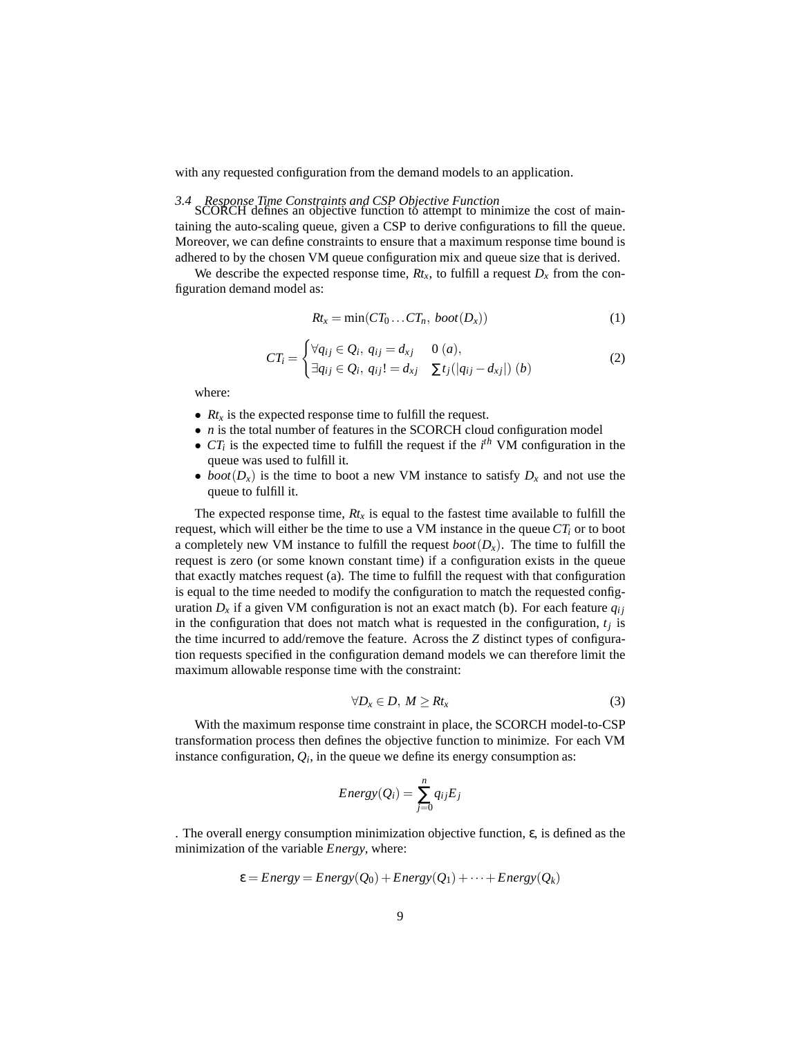with any requested configuration from the demand models to an application.

### 3.4 Response Time Constraints and CSP Objective Function

SCORCH defines an objective function to attempt to minimize the cost of maintaining the auto-scaling queue, given a CSP to derive configurations to fill the queue. Moreover, we can define constraints to ensure that a maximum response time bound is adhered to by the chosen VM queue configuration mix and queue size that is derived.

We describe the expected response time, $Rt_x$, to fulfill a request $D_x$ from the configuration demand model as:

$$Rt_x = \min(CT_0 \ldots CT_n,\ boot(D_x)) \tag{1}$$

$$CT_i = \begin{cases} \forall q_{ij} \in Q_i,\ q_{ij} = d_{xj} & 0\ (a), \\ \exists q_{ij} \in Q_i,\ q_{ij} != d_{xj} & \sum t_j(|q_{ij} - d_{xj}|)\ (b) \end{cases} \tag{2}$$

where:

- $Rt_x$ is the expected response time to fulfill the request.
- $n$ is the total number of features in the SCORCH cloud configuration model
- $CT_i$ is the expected time to fulfill the request if the $i^{th}$ VM configuration in the queue was used to fulfill it.
- $boot(D_x)$ is the time to boot a new VM instance to satisfy $D_x$ and not use the queue to fulfill it.

The expected response time, $Rt_x$ is equal to the fastest time available to fulfill the request, which will either be the time to use a VM instance in the queue $CT_i$ or to boot a completely new VM instance to fulfill the request $boot(D_x)$. The time to fulfill the request is zero (or some known constant time) if a configuration exists in the queue that exactly matches request (a). The time to fulfill the request with that configuration is equal to the time needed to modify the configuration to match the requested configuration $D_x$ if a given VM configuration is not an exact match (b). For each feature $q_{ij}$ in the configuration that does not match what is requested in the configuration, $t_j$ is the time incurred to add/remove the feature. Across the $Z$ distinct types of configuration requests specified in the configuration demand models we can therefore limit the maximum allowable response time with the constraint:

$$\forall D_x \in D,\ M \geq Rt_x \tag{3}$$

With the maximum response time constraint in place, the SCORCH model-to-CSP transformation process then defines the objective function to minimize. For each VM instance configuration, $Q_i$, in the queue we define its energy consumption as:

$$Energy(Q_i) = \sum_{j=0}^{n} q_{ij} E_j$$

. The overall energy consumption minimization objective function, $\varepsilon$, is defined as the minimization of the variable $Energy$, where:

$$\varepsilon = Energy = Energy(Q_0) + Energy(Q_1) + \cdots + Energy(Q_k)$$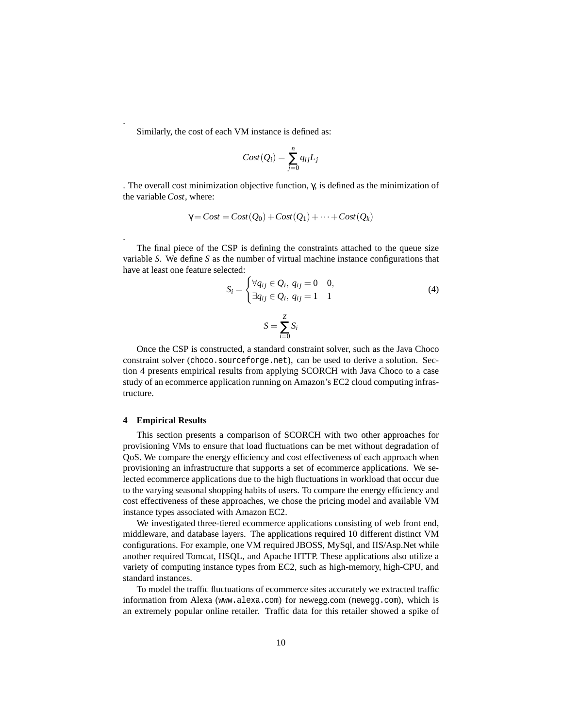.

Similarly, the cost of each VM instance is defined as:

$$Cost(Q_i) = \sum_{j=0}^{n} q_{ij} L_j$$

. The overall cost minimization objective function, $\gamma$, is defined as the minimization of the variable *Cost*, where:

$$\gamma = Cost = Cost(Q_0) + Cost(Q_1) + \cdots + Cost(Q_k)$$

.

The final piece of the CSP is defining the constraints attached to the queue size variable $S$. We define $S$ as the number of virtual machine instance configurations that have at least one feature selected:

$$S_i = \begin{cases} \forall q_{ij} \in Q_i,\ q_{ij} = 0 & 0, \\ \exists q_{ij} \in Q_i,\ q_{ij} = 1 & 1 \end{cases} \tag{4}$$

$$S = \sum_{i=0}^{Z} S_i$$

Once the CSP is constructed, a standard constraint solver, such as the Java Choco constraint solver (choco.sourceforge.net), can be used to derive a solution. Section 4 presents empirical results from applying SCORCH with Java Choco to a case study of an ecommerce application running on Amazon's EC2 cloud computing infrastructure.

## 4 Empirical Results

This section presents a comparison of SCORCH with two other approaches for provisioning VMs to ensure that load fluctuations can be met without degradation of QoS. We compare the energy efficiency and cost effectiveness of each approach when provisioning an infrastructure that supports a set of ecommerce applications. We selected ecommerce applications due to the high fluctuations in workload that occur due to the varying seasonal shopping habits of users. To compare the energy efficiency and cost effectiveness of these approaches, we chose the pricing model and available VM instance types associated with Amazon EC2.

We investigated three-tiered ecommerce applications consisting of web front end, middleware, and database layers. The applications required 10 different distinct VM configurations. For example, one VM required JBOSS, MySql, and IIS/Asp.Net while another required Tomcat, HSQL, and Apache HTTP. These applications also utilize a variety of computing instance types from EC2, such as high-memory, high-CPU, and standard instances.

To model the traffic fluctuations of ecommerce sites accurately we extracted traffic information from Alexa (www.alexa.com) for newegg.com (newegg.com), which is an extremely popular online retailer. Traffic data for this retailer showed a spike of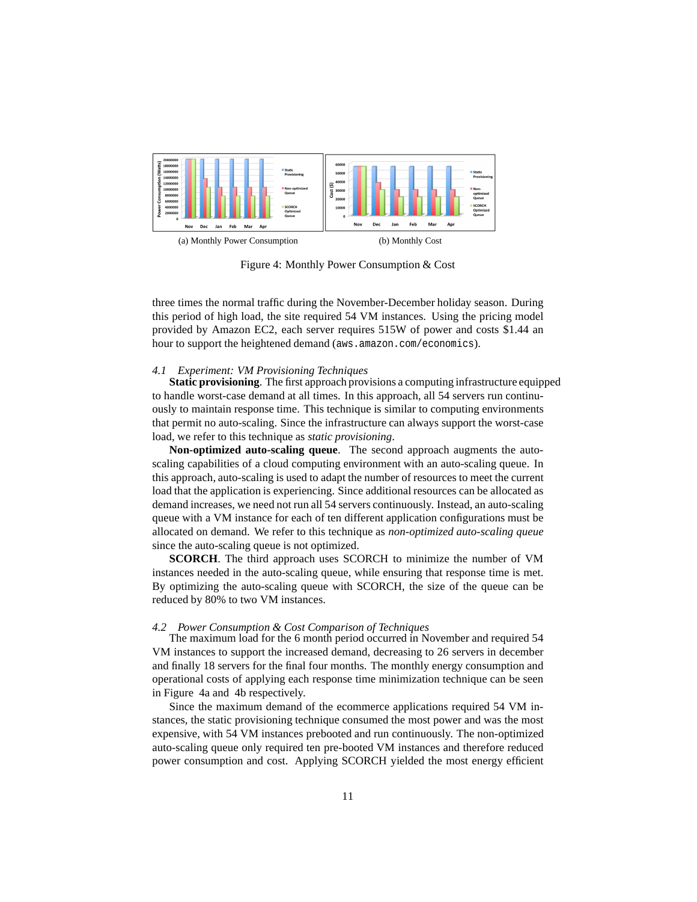(a) Monthly Power Consumption

(b) Monthly Cost

Figure 4: Monthly Power Consumption & Cost

three times the normal traffic during the November-December holiday season. During this period of high load, the site required 54 VM instances. Using the pricing model provided by Amazon EC2, each server requires 515W of power and costs $1.44 an hour to support the heightened demand (`aws.amazon.com/economics`).

### 4.1 Experiment: VM Provisioning Techniques

**Static provisioning**. The first approach provisions a computing infrastructure equipped to handle worst-case demand at all times. In this approach, all 54 servers run continuously to maintain response time. This technique is similar to computing environments that permit no auto-scaling. Since the infrastructure can always support the worst-case load, we refer to this technique as *static provisioning*.

**Non-optimized auto-scaling queue**. The second approach augments the auto-scaling capabilities of a cloud computing environment with an auto-scaling queue. In this approach, auto-scaling is used to adapt the number of resources to meet the current load that the application is experiencing. Since additional resources can be allocated as demand increases, we need not run all 54 servers continuously. Instead, an auto-scaling queue with a VM instance for each of ten different application configurations must be allocated on demand. We refer to this technique as *non-optimized auto-scaling queue* since the auto-scaling queue is not optimized.

**SCORCH**. The third approach uses SCORCH to minimize the number of VM instances needed in the auto-scaling queue, while ensuring that response time is met. By optimizing the auto-scaling queue with SCORCH, the size of the queue can be reduced by 80% to two VM instances.

### 4.2 Power Consumption & Cost Comparison of Techniques

The maximum load for the 6 month period occurred in November and required 54 VM instances to support the increased demand, decreasing to 26 servers in december and finally 18 servers for the final four months. The monthly energy consumption and operational costs of applying each response time minimization technique can be seen in Figure 4a and 4b respectively.

Since the maximum demand of the ecommerce applications required 54 VM instances, the static provisioning technique consumed the most power and was the most expensive, with 54 VM instances prebooted and run continuously. The non-optimized auto-scaling queue only required ten pre-booted VM instances and therefore reduced power consumption and cost. Applying SCORCH yielded the most energy efficient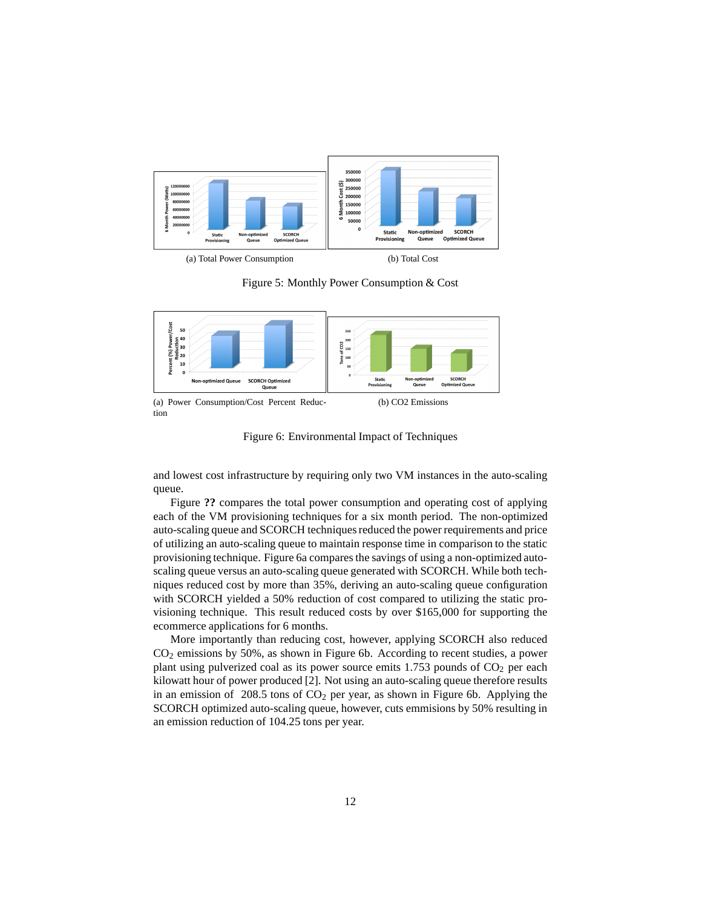(a) Total Power Consumption

(b) Total Cost

Figure 5: Monthly Power Consumption & Cost

(a) Power Consumption/Cost Percent Reduction

(b) CO2 Emissions

Figure 6: Environmental Impact of Techniques

and lowest cost infrastructure by requiring only two VM instances in the auto-scaling queue.

Figure **??** compares the total power consumption and operating cost of applying each of the VM provisioning techniques for a six month period. The non-optimized auto-scaling queue and SCORCH techniques reduced the power requirements and price of utilizing an auto-scaling queue to maintain response time in comparison to the static provisioning technique. Figure 6a compares the savings of using a non-optimized auto-scaling queue versus an auto-scaling queue generated with SCORCH. While both techniques reduced cost by more than 35%, deriving an auto-scaling queue configuration with SCORCH yielded a 50% reduction of cost compared to utilizing the static provisioning technique. This result reduced costs by over $165,000 for supporting the ecommerce applications for 6 months.

More importantly than reducing cost, however, applying SCORCH also reduced $CO_2$ emissions by 50%, as shown in Figure 6b. According to recent studies, a power plant using pulverized coal as its power source emits 1.753 pounds of $CO_2$ per each kilowatt hour of power produced [2]. Not using an auto-scaling queue therefore results in an emission of 208.5 tons of $CO_2$ per year, as shown in Figure 6b. Applying the SCORCH optimized auto-scaling queue, however, cuts emmisions by 50% resulting in an emission reduction of 104.25 tons per year.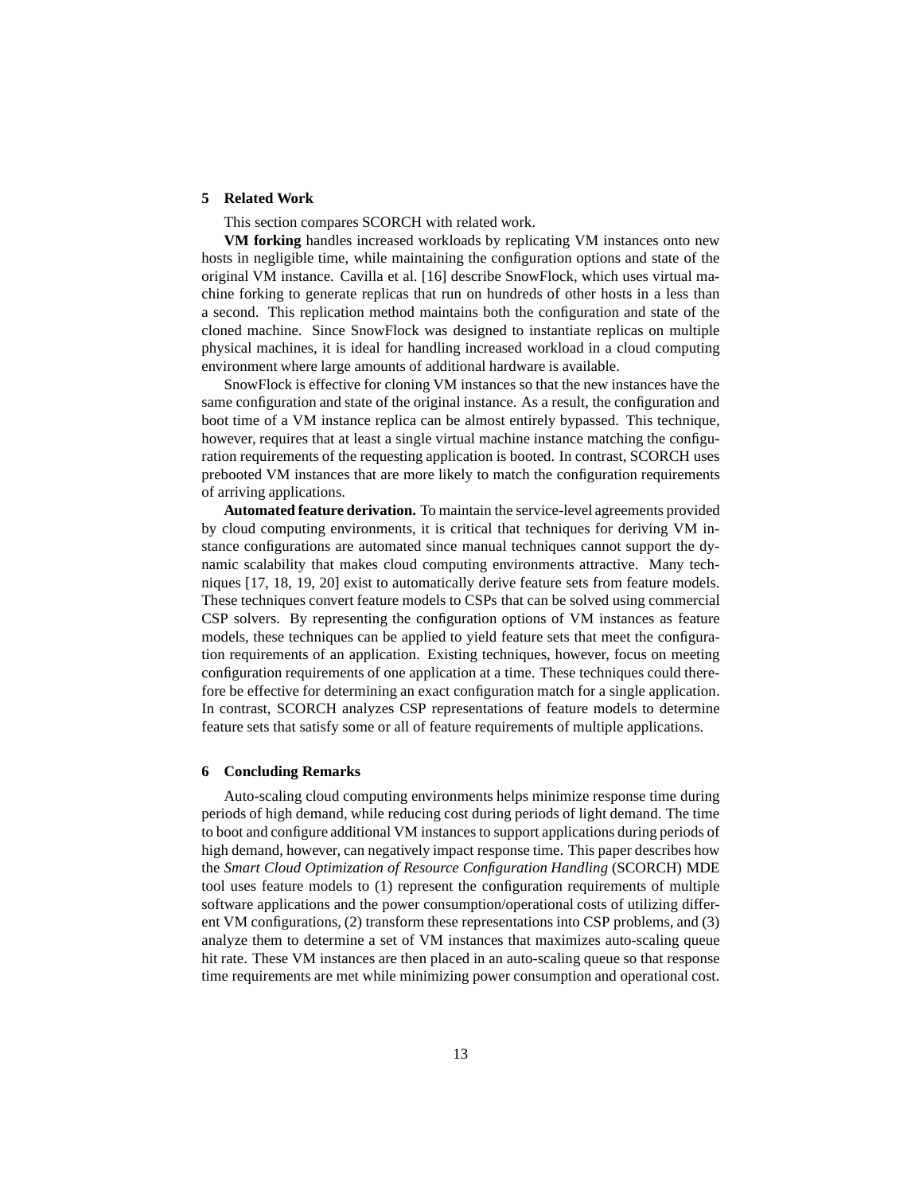## 5 Related Work

This section compares SCORCH with related work.

**VM forking** handles increased workloads by replicating VM instances onto new hosts in negligible time, while maintaining the configuration options and state of the original VM instance. Cavilla et al. [16] describe SnowFlock, which uses virtual machine forking to generate replicas that run on hundreds of other hosts in a less than a second. This replication method maintains both the configuration and state of the cloned machine. Since SnowFlock was designed to instantiate replicas on multiple physical machines, it is ideal for handling increased workload in a cloud computing environment where large amounts of additional hardware is available.

SnowFlock is effective for cloning VM instances so that the new instances have the same configuration and state of the original instance. As a result, the configuration and boot time of a VM instance replica can be almost entirely bypassed. This technique, however, requires that at least a single virtual machine instance matching the configuration requirements of the requesting application is booted. In contrast, SCORCH uses prebooted VM instances that are more likely to match the configuration requirements of arriving applications.

**Automated feature derivation.** To maintain the service-level agreements provided by cloud computing environments, it is critical that techniques for deriving VM instance configurations are automated since manual techniques cannot support the dynamic scalability that makes cloud computing environments attractive. Many techniques [17, 18, 19, 20] exist to automatically derive feature sets from feature models. These techniques convert feature models to CSPs that can be solved using commercial CSP solvers. By representing the configuration options of VM instances as feature models, these techniques can be applied to yield feature sets that meet the configuration requirements of an application. Existing techniques, however, focus on meeting configuration requirements of one application at a time. These techniques could therefore be effective for determining an exact configuration match for a single application. In contrast, SCORCH analyzes CSP representations of feature models to determine feature sets that satisfy some or all of feature requirements of multiple applications.

## 6 Concluding Remarks

Auto-scaling cloud computing environments helps minimize response time during periods of high demand, while reducing cost during periods of light demand. The time to boot and configure additional VM instances to support applications during periods of high demand, however, can negatively impact response time. This paper describes how the *Smart Cloud Optimization of Resource Configuration Handling* (SCORCH) MDE tool uses feature models to (1) represent the configuration requirements of multiple software applications and the power consumption/operational costs of utilizing different VM configurations, (2) transform these representations into CSP problems, and (3) analyze them to determine a set of VM instances that maximizes auto-scaling queue hit rate. These VM instances are then placed in an auto-scaling queue so that response time requirements are met while minimizing power consumption and operational cost.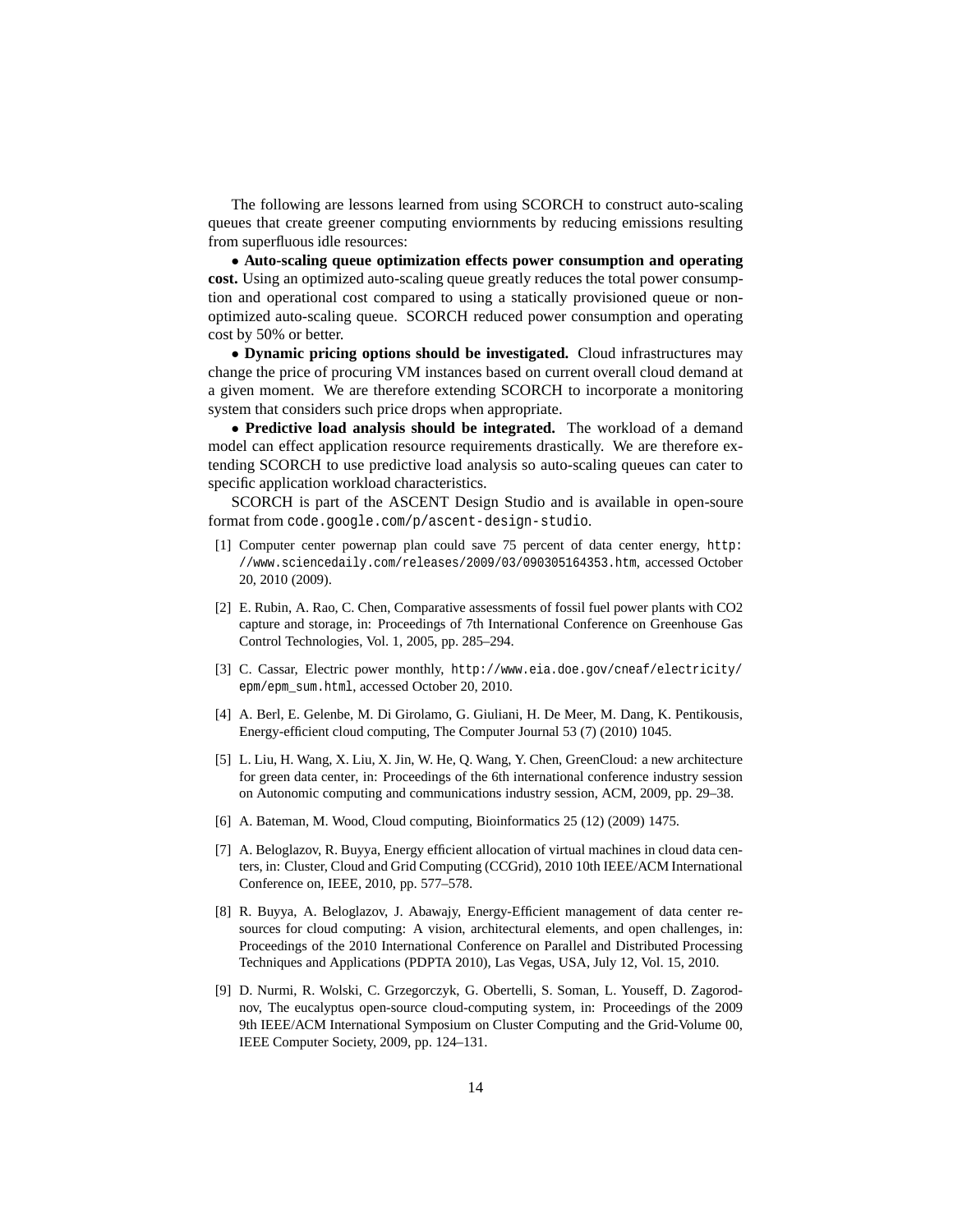The following are lessons learned from using SCORCH to construct auto-scaling queues that create greener computing enviornments by reducing emissions resulting from superfluous idle resources:

- **Auto-scaling queue optimization effects power consumption and operating cost.** Using an optimized auto-scaling queue greatly reduces the total power consumption and operational cost compared to using a statically provisioned queue or non-optimized auto-scaling queue. SCORCH reduced power consumption and operating cost by 50% or better.

- **Dynamic pricing options should be investigated.** Cloud infrastructures may change the price of procuring VM instances based on current overall cloud demand at a given moment. We are therefore extending SCORCH to incorporate a monitoring system that considers such price drops when appropriate.

- **Predictive load analysis should be integrated.** The workload of a demand model can effect application resource requirements drastically. We are therefore extending SCORCH to use predictive load analysis so auto-scaling queues can cater to specific application workload characteristics.

SCORCH is part of the ASCENT Design Studio and is available in open-soure format from `code.google.com/p/ascent-design-studio`.

[1] Computer center powernap plan could save 75 percent of data center energy, `http://www.sciencedaily.com/releases/2009/03/090305164353.htm`, accessed October 20, 2010 (2009).

[2] E. Rubin, A. Rao, C. Chen, Comparative assessments of fossil fuel power plants with CO2 capture and storage, in: Proceedings of 7th International Conference on Greenhouse Gas Control Technologies, Vol. 1, 2005, pp. 285–294.

[3] C. Cassar, Electric power monthly, `http://www.eia.doe.gov/cneaf/electricity/epm/epm_sum.html`, accessed October 20, 2010.

[4] A. Berl, E. Gelenbe, M. Di Girolamo, G. Giuliani, H. De Meer, M. Dang, K. Pentikousis, Energy-efficient cloud computing, The Computer Journal 53 (7) (2010) 1045.

[5] L. Liu, H. Wang, X. Liu, X. Jin, W. He, Q. Wang, Y. Chen, GreenCloud: a new architecture for green data center, in: Proceedings of the 6th international conference industry session on Autonomic computing and communications industry session, ACM, 2009, pp. 29–38.

[6] A. Bateman, M. Wood, Cloud computing, Bioinformatics 25 (12) (2009) 1475.

[7] A. Beloglazov, R. Buyya, Energy efficient allocation of virtual machines in cloud data centers, in: Cluster, Cloud and Grid Computing (CCGrid), 2010 10th IEEE/ACM International Conference on, IEEE, 2010, pp. 577–578.

[8] R. Buyya, A. Beloglazov, J. Abawajy, Energy-Efficient management of data center resources for cloud computing: A vision, architectural elements, and open challenges, in: Proceedings of the 2010 International Conference on Parallel and Distributed Processing Techniques and Applications (PDPTA 2010), Las Vegas, USA, July 12, Vol. 15, 2010.

[9] D. Nurmi, R. Wolski, C. Grzegorczyk, G. Obertelli, S. Soman, L. Youseff, D. Zagorodnov, The eucalyptus open-source cloud-computing system, in: Proceedings of the 2009 9th IEEE/ACM International Symposium on Cluster Computing and the Grid-Volume 00, IEEE Computer Society, 2009, pp. 124–131.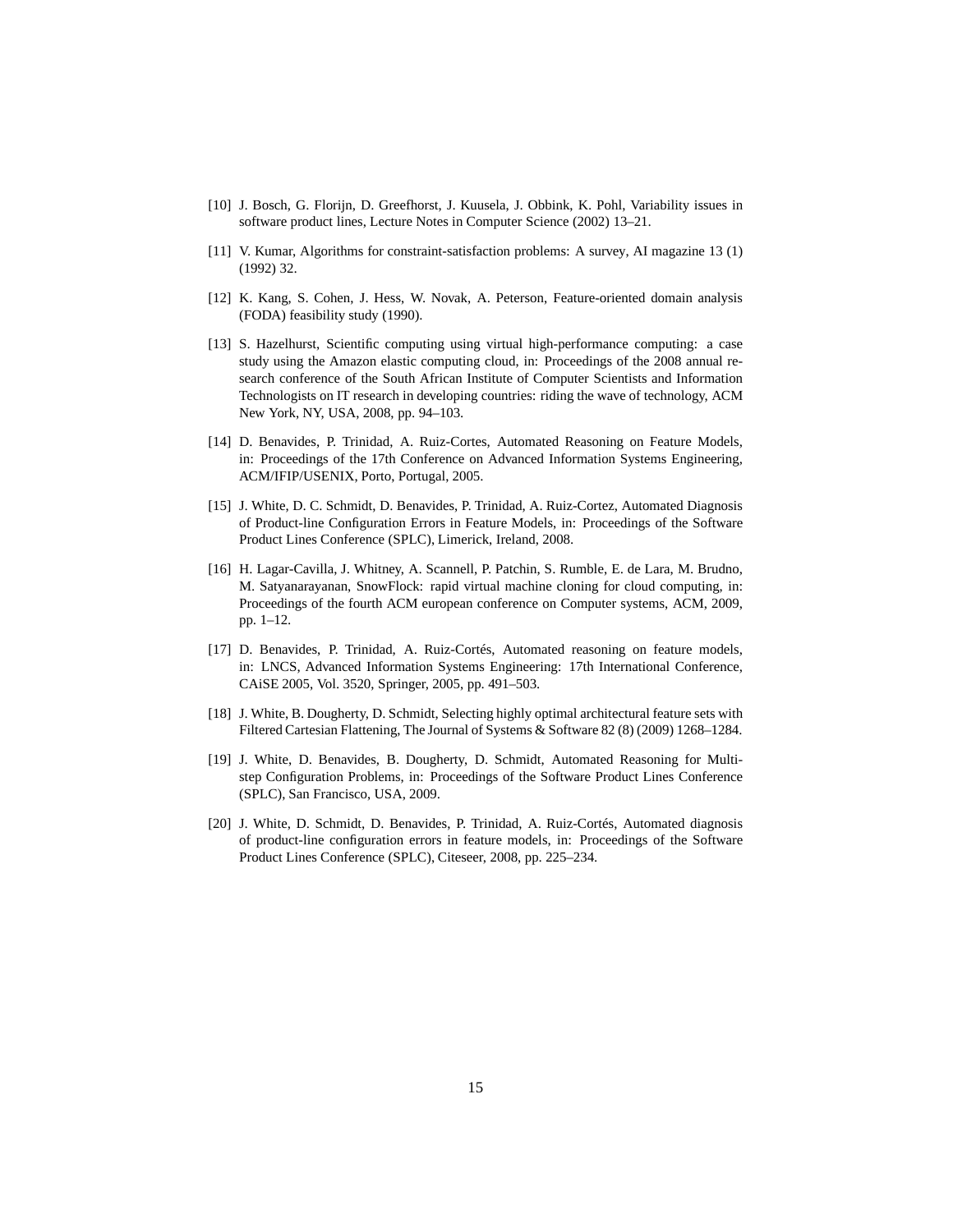[10] J. Bosch, G. Florijn, D. Greefhorst, J. Kuusela, J. Obbink, K. Pohl, Variability issues in software product lines, Lecture Notes in Computer Science (2002) 13–21.

[11] V. Kumar, Algorithms for constraint-satisfaction problems: A survey, AI magazine 13 (1) (1992) 32.

[12] K. Kang, S. Cohen, J. Hess, W. Novak, A. Peterson, Feature-oriented domain analysis (FODA) feasibility study (1990).

[13] S. Hazelhurst, Scientific computing using virtual high-performance computing: a case study using the Amazon elastic computing cloud, in: Proceedings of the 2008 annual research conference of the South African Institute of Computer Scientists and Information Technologists on IT research in developing countries: riding the wave of technology, ACM New York, NY, USA, 2008, pp. 94–103.

[14] D. Benavides, P. Trinidad, A. Ruiz-Cortes, Automated Reasoning on Feature Models, in: Proceedings of the 17th Conference on Advanced Information Systems Engineering, ACM/IFIP/USENIX, Porto, Portugal, 2005.

[15] J. White, D. C. Schmidt, D. Benavides, P. Trinidad, A. Ruiz-Cortez, Automated Diagnosis of Product-line Configuration Errors in Feature Models, in: Proceedings of the Software Product Lines Conference (SPLC), Limerick, Ireland, 2008.

[16] H. Lagar-Cavilla, J. Whitney, A. Scannell, P. Patchin, S. Rumble, E. de Lara, M. Brudno, M. Satyanarayanan, SnowFlock: rapid virtual machine cloning for cloud computing, in: Proceedings of the fourth ACM european conference on Computer systems, ACM, 2009, pp. 1–12.

[17] D. Benavides, P. Trinidad, A. Ruiz-Cortés, Automated reasoning on feature models, in: LNCS, Advanced Information Systems Engineering: 17th International Conference, CAiSE 2005, Vol. 3520, Springer, 2005, pp. 491–503.

[18] J. White, B. Dougherty, D. Schmidt, Selecting highly optimal architectural feature sets with Filtered Cartesian Flattening, The Journal of Systems & Software 82 (8) (2009) 1268–1284.

[19] J. White, D. Benavides, B. Dougherty, D. Schmidt, Automated Reasoning for Multi-step Configuration Problems, in: Proceedings of the Software Product Lines Conference (SPLC), San Francisco, USA, 2009.

[20] J. White, D. Schmidt, D. Benavides, P. Trinidad, A. Ruiz-Cortés, Automated diagnosis of product-line configuration errors in feature models, in: Proceedings of the Software Product Lines Conference (SPLC), Citeseer, 2008, pp. 225–234.